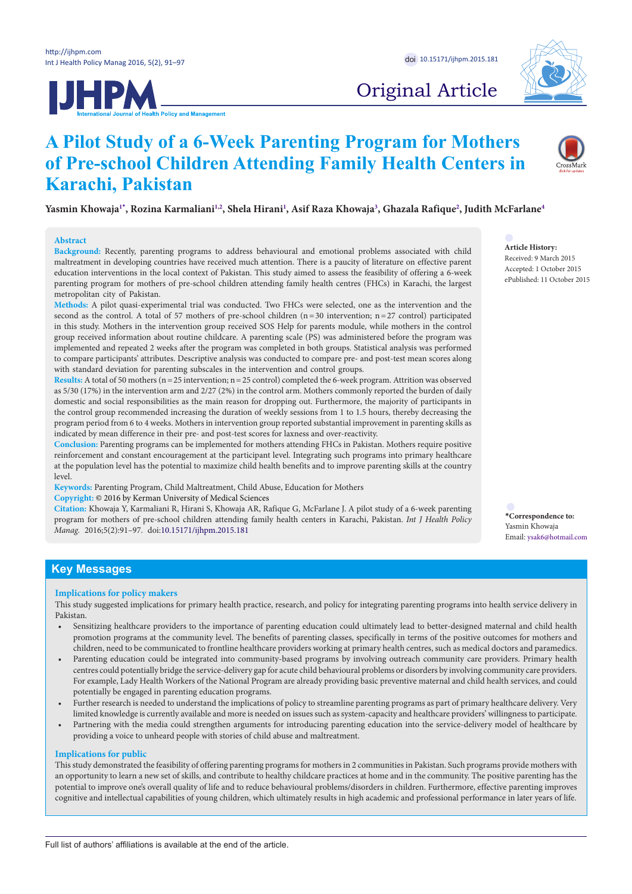Original Article

# A Pilot Study of a 6-Week Parenting Program for Mothers of Pre-school Children Attending Family Health Centers in Karachi, Pakistan

**Yasmin Khowaja[1*], Rozina Karmaliani[1,2], Shela Hirani[1], Asif Raza Khowaja[3], Ghazala Rafique[2], Judith McFarlane[4]**

## Abstract

**Background:** Recently, parenting programs to address behavioural and emotional problems associated with child maltreatment in developing countries have received much attention. There is a paucity of literature on effective parent education interventions in the local context of Pakistan. This study aimed to assess the feasibility of offering a 6-week parenting program for mothers of pre-school children attending family health centres (FHCs) in Karachi, the largest metropolitan city of Pakistan.

**Methods:** A pilot quasi-experimental trial was conducted. Two FHCs were selected, one as the intervention and the second as the control. A total of 57 mothers of pre-school children (n = 30 intervention; n = 27 control) participated in this study. Mothers in the intervention group received SOS Help for parents module, while mothers in the control group received information about routine childcare. A parenting scale (PS) was administered before the program was implemented and repeated 2 weeks after the program was completed in both groups. Statistical analysis was performed to compare participants' attributes. Descriptive analysis was conducted to compare pre- and post-test mean scores along with standard deviation for parenting subscales in the intervention and control groups.

**Results:** A total of 50 mothers (n = 25 intervention; n = 25 control) completed the 6-week program. Attrition was observed as 5/30 (17%) in the intervention arm and 2/27 (2%) in the control arm. Mothers commonly reported the burden of daily domestic and social responsibilities as the main reason for dropping out. Furthermore, the majority of participants in the control group recommended increasing the duration of weekly sessions from 1 to 1.5 hours, thereby decreasing the program period from 6 to 4 weeks. Mothers in intervention group reported substantial improvement in parenting skills as indicated by mean difference in their pre- and post-test scores for laxness and over-reactivity.

**Conclusion:** Parenting programs can be implemented for mothers attending FHCs in Pakistan. Mothers require positive reinforcement and constant encouragement at the participant level. Integrating such programs into primary healthcare at the population level has the potential to maximize child health benefits and to improve parenting skills at the country level.

**Keywords:** Parenting Program, Child Maltreatment, Child Abuse, Education for Mothers

**Copyright:** © 2016 by Kerman University of Medical Sciences

**Citation:** Khowaja Y, Karmaliani R, Hirani S, Khowaja AR, Rafique G, McFarlane J. A pilot study of a 6-week parenting program for mothers of pre-school children attending family health centers in Karachi, Pakistan. *Int J Health Policy Manag.* 2016;5(2):91–97. doi:10.15171/ijhpm.2015.181

**Article History:**
Received: 9 March 2015
Accepted: 1 October 2015
ePublished: 11 October 2015

**\*Correspondence to:**
Yasmin Khowaja
Email: ysak6@hotmail.com

## Key Messages

### Implications for policy makers

This study suggested implications for primary health practice, research, and policy for integrating parenting programs into health service delivery in Pakistan.

- Sensitizing healthcare providers to the importance of parenting education could ultimately lead to better-designed maternal and child health promotion programs at the community level. The benefits of parenting classes, specifically in terms of the positive outcomes for mothers and children, need to be communicated to frontline healthcare providers working at primary health centres, such as medical doctors and paramedics.
- Parenting education could be integrated into community-based programs by involving outreach community care providers. Primary health centres could potentially bridge the service-delivery gap for acute child behavioural problems or disorders by involving community care providers. For example, Lady Health Workers of the National Program are already providing basic preventive maternal and child health services, and could potentially be engaged in parenting education programs.
- Further research is needed to understand the implications of policy to streamline parenting programs as part of primary healthcare delivery. Very limited knowledge is currently available and more is needed on issues such as system-capacity and healthcare providers' willingness to participate.
- Partnering with the media could strengthen arguments for introducing parenting education into the service-delivery model of healthcare by providing a voice to unheard people with stories of child abuse and maltreatment.

### Implications for public

This study demonstrated the feasibility of offering parenting programs for mothers in 2 communities in Pakistan. Such programs provide mothers with an opportunity to learn a new set of skills, and contribute to healthy childcare practices at home and in the community. The positive parenting has the potential to improve one's overall quality of life and to reduce behavioural problems/disorders in children. Furthermore, effective parenting improves cognitive and intellectual capabilities of young children, which ultimately results in high academic and professional performance in later years of life.

Full list of authors' affiliations is available at the end of the article.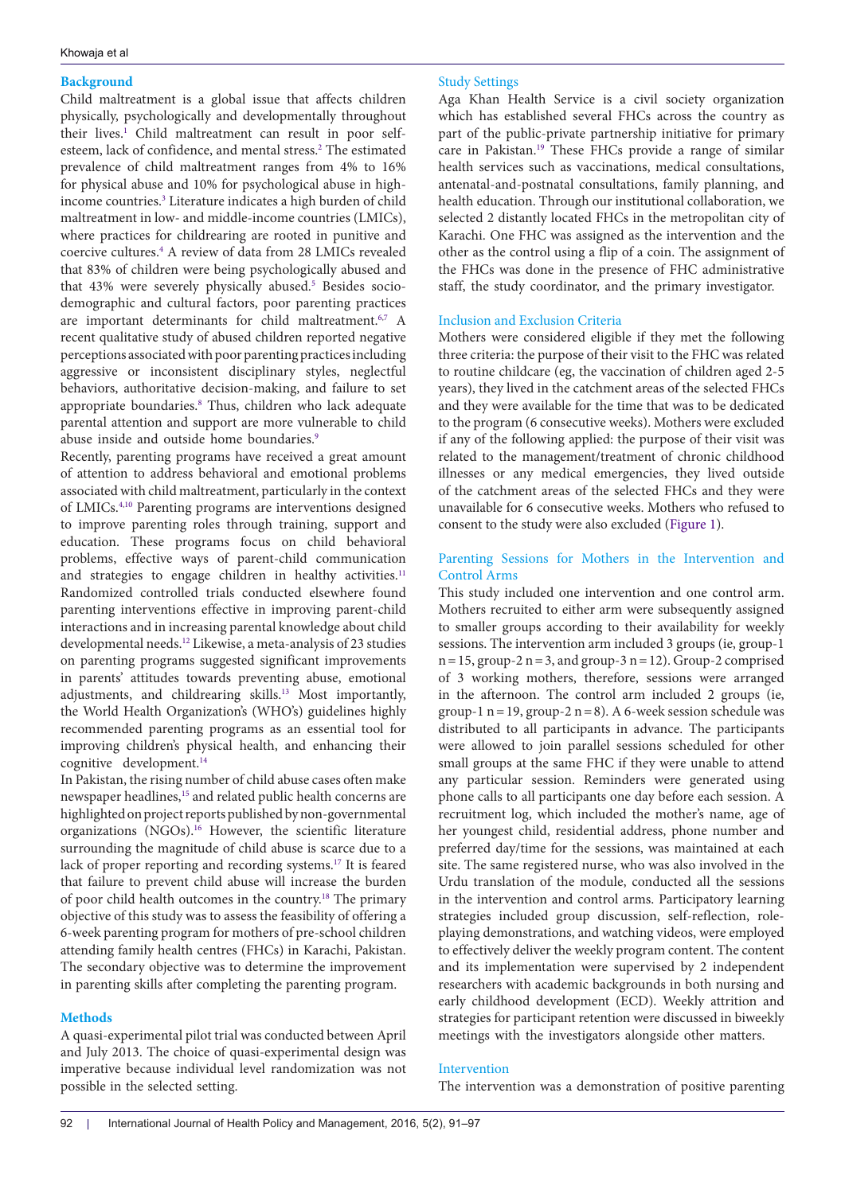## Background

Child maltreatment is a global issue that affects children physically, psychologically and developmentally throughout their lives.[1] Child maltreatment can result in poor self-esteem, lack of confidence, and mental stress.[2] The estimated prevalence of child maltreatment ranges from 4% to 16% for physical abuse and 10% for psychological abuse in high-income countries.[3] Literature indicates a high burden of child maltreatment in low- and middle-income countries (LMICs), where practices for childrearing are rooted in punitive and coercive cultures.[4] A review of data from 28 LMICs revealed that 83% of children were being psychologically abused and that 43% were severely physically abused.[5] Besides socio-demographic and cultural factors, poor parenting practices are important determinants for child maltreatment.[6,7] A recent qualitative study of abused children reported negative perceptions associated with poor parenting practices including aggressive or inconsistent disciplinary styles, neglectful behaviors, authoritative decision-making, and failure to set appropriate boundaries.[8] Thus, children who lack adequate parental attention and support are more vulnerable to child abuse inside and outside home boundaries.[9]

Recently, parenting programs have received a great amount of attention to address behavioral and emotional problems associated with child maltreatment, particularly in the context of LMICs.[4,10] Parenting programs are interventions designed to improve parenting roles through training, support and education. These programs focus on child behavioral problems, effective ways of parent-child communication and strategies to engage children in healthy activities.[11] Randomized controlled trials conducted elsewhere found parenting interventions effective in improving parent-child interactions and in increasing parental knowledge about child developmental needs.[12] Likewise, a meta-analysis of 23 studies on parenting programs suggested significant improvements in parents' attitudes towards preventing abuse, emotional adjustments, and childrearing skills.[13] Most importantly, the World Health Organization's (WHO's) guidelines highly recommended parenting programs as an essential tool for improving children's physical health, and enhancing their cognitive development.[14]

In Pakistan, the rising number of child abuse cases often make newspaper headlines,[15] and related public health concerns are highlighted on project reports published by non-governmental organizations (NGOs).[16] However, the scientific literature surrounding the magnitude of child abuse is scarce due to a lack of proper reporting and recording systems.[17] It is feared that failure to prevent child abuse will increase the burden of poor child health outcomes in the country.[18] The primary objective of this study was to assess the feasibility of offering a 6-week parenting program for mothers of pre-school children attending family health centres (FHCs) in Karachi, Pakistan. The secondary objective was to determine the improvement in parenting skills after completing the parenting program.

## Methods

A quasi-experimental pilot trial was conducted between April and July 2013. The choice of quasi-experimental design was imperative because individual level randomization was not possible in the selected setting.

### Study Settings

Aga Khan Health Service is a civil society organization which has established several FHCs across the country as part of the public-private partnership initiative for primary care in Pakistan.[19] These FHCs provide a range of similar health services such as vaccinations, medical consultations, antenatal-and-postnatal consultations, family planning, and health education. Through our institutional collaboration, we selected 2 distantly located FHCs in the metropolitan city of Karachi. One FHC was assigned as the intervention and the other as the control using a flip of a coin. The assignment of the FHCs was done in the presence of FHC administrative staff, the study coordinator, and the primary investigator.

### Inclusion and Exclusion Criteria

Mothers were considered eligible if they met the following three criteria: the purpose of their visit to the FHC was related to routine childcare (eg, the vaccination of children aged 2-5 years), they lived in the catchment areas of the selected FHCs and they were available for the time that was to be dedicated to the program (6 consecutive weeks). Mothers were excluded if any of the following applied: the purpose of their visit was related to the management/treatment of chronic childhood illnesses or any medical emergencies, they lived outside of the catchment areas of the selected FHCs and they were unavailable for 6 consecutive weeks. Mothers who refused to consent to the study were also excluded (Figure 1).

### Parenting Sessions for Mothers in the Intervention and Control Arms

This study included one intervention and one control arm. Mothers recruited to either arm were subsequently assigned to smaller groups according to their availability for weekly sessions. The intervention arm included 3 groups (ie, group-1 n = 15, group-2 n = 3, and group-3 n = 12). Group-2 comprised of 3 working mothers, therefore, sessions were arranged in the afternoon. The control arm included 2 groups (ie, group-1 n = 19, group-2 n = 8). A 6-week session schedule was distributed to all participants in advance. The participants were allowed to join parallel sessions scheduled for other small groups at the same FHC if they were unable to attend any particular session. Reminders were generated using phone calls to all participants one day before each session. A recruitment log, which included the mother's name, age of her youngest child, residential address, phone number and preferred day/time for the sessions, was maintained at each site. The same registered nurse, who was also involved in the Urdu translation of the module, conducted all the sessions in the intervention and control arms. Participatory learning strategies included group discussion, self-reflection, role-playing demonstrations, and watching videos, were employed to effectively deliver the weekly program content. The content and its implementation were supervised by 2 independent researchers with academic backgrounds in both nursing and early childhood development (ECD). Weekly attrition and strategies for participant retention were discussed in biweekly meetings with the investigators alongside other matters.

### Intervention

The intervention was a demonstration of positive parenting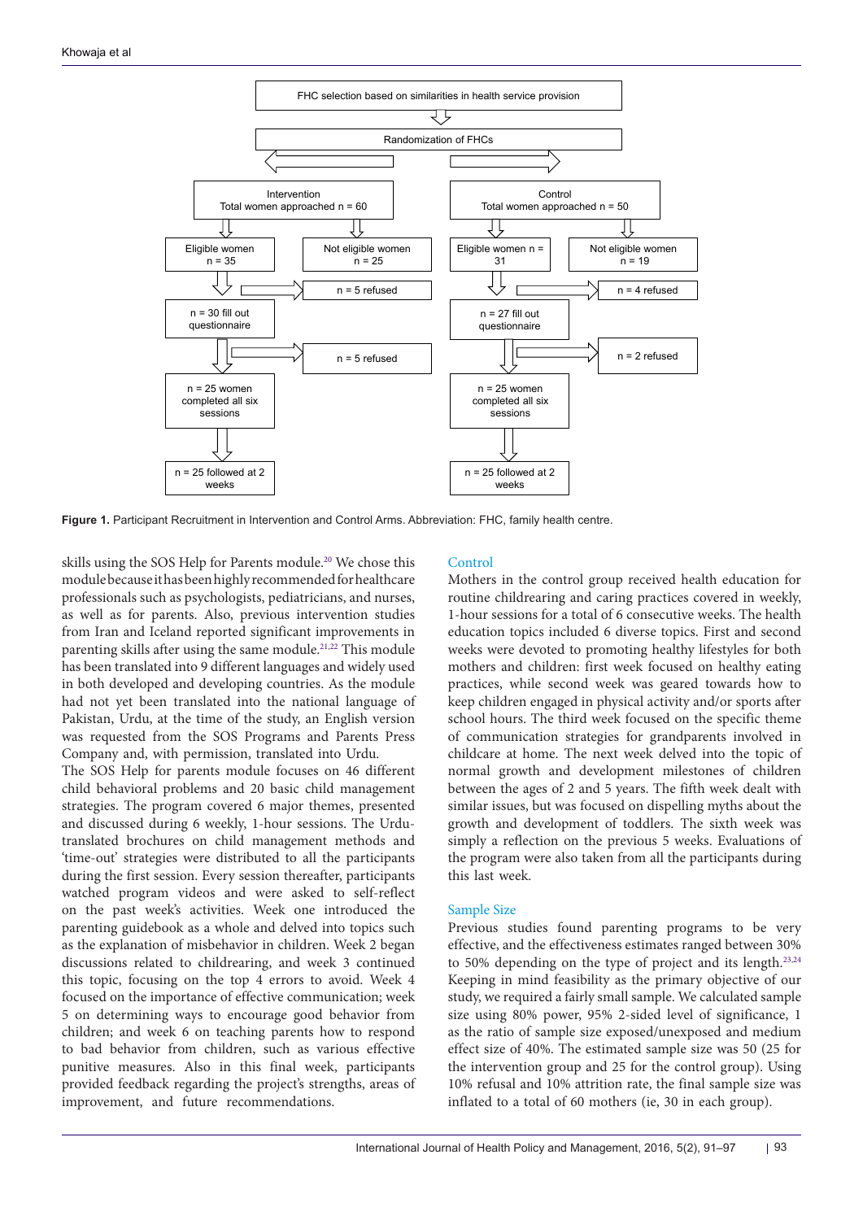FHC selection based on similarities in health service provision

Randomization of FHCs

| Intervention | Control |
|---|---|
| Total women approached n = 60 | Total women approached n = 50 |
| Eligible women n = 35; Not eligible women n = 25 | Eligible women n = 31; Not eligible women n = 19 |
| n = 5 refused | n = 4 refused |
| n = 30 fill out questionnaire | n = 27 fill out questionnaire |
| n = 5 refused | n = 2 refused |
| n = 25 women completed all six sessions | n = 25 women completed all six sessions |
| n = 25 followed at 2 weeks | n = 25 followed at 2 weeks |

**Figure 1.** Participant Recruitment in Intervention and Control Arms. Abbreviation: FHC, family health centre.

skills using the SOS Help for Parents module.[20] We chose this module because it has been highly recommended for healthcare professionals such as psychologists, pediatricians, and nurses, as well as for parents. Also, previous intervention studies from Iran and Iceland reported significant improvements in parenting skills after using the same module.[21,22] This module has been translated into 9 different languages and widely used in both developed and developing countries. As the module had not yet been translated into the national language of Pakistan, Urdu, at the time of the study, an English version was requested from the SOS Programs and Parents Press Company and, with permission, translated into Urdu.

The SOS Help for parents module focuses on 46 different child behavioral problems and 20 basic child management strategies. The program covered 6 major themes, presented and discussed during 6 weekly, 1-hour sessions. The Urdu-translated brochures on child management methods and 'time-out' strategies were distributed to all the participants during the first session. Every session thereafter, participants watched program videos and were asked to self-reflect on the past week's activities. Week one introduced the parenting guidebook as a whole and delved into topics such as the explanation of misbehavior in children. Week 2 began discussions related to childrearing, and week 3 continued this topic, focusing on the top 4 errors to avoid. Week 4 focused on the importance of effective communication; week 5 on determining ways to encourage good behavior from children; and week 6 on teaching parents how to respond to bad behavior from children, such as various effective punitive measures. Also in this final week, participants provided feedback regarding the project's strengths, areas of improvement, and future recommendations.

### Control

Mothers in the control group received health education for routine childrearing and caring practices covered in weekly, 1-hour sessions for a total of 6 consecutive weeks. The health education topics included 6 diverse topics. First and second weeks were devoted to promoting healthy lifestyles for both mothers and children: first week focused on healthy eating practices, while second week was geared towards how to keep children engaged in physical activity and/or sports after school hours. The third week focused on the specific theme of communication strategies for grandparents involved in childcare at home. The next week delved into the topic of normal growth and development milestones of children between the ages of 2 and 5 years. The fifth week dealt with similar issues, but was focused on dispelling myths about the growth and development of toddlers. The sixth week was simply a reflection on the previous 5 weeks. Evaluations of the program were also taken from all the participants during this last week.

### Sample Size

Previous studies found parenting programs to be very effective, and the effectiveness estimates ranged between 30% to 50% depending on the type of project and its length.[23,24] Keeping in mind feasibility as the primary objective of our study, we required a fairly small sample. We calculated sample size using 80% power, 95% 2-sided level of significance, 1 as the ratio of sample size exposed/unexposed and medium effect size of 40%. The estimated sample size was 50 (25 for the intervention group and 25 for the control group). Using 10% refusal and 10% attrition rate, the final sample size was inflated to a total of 60 mothers (ie, 30 in each group).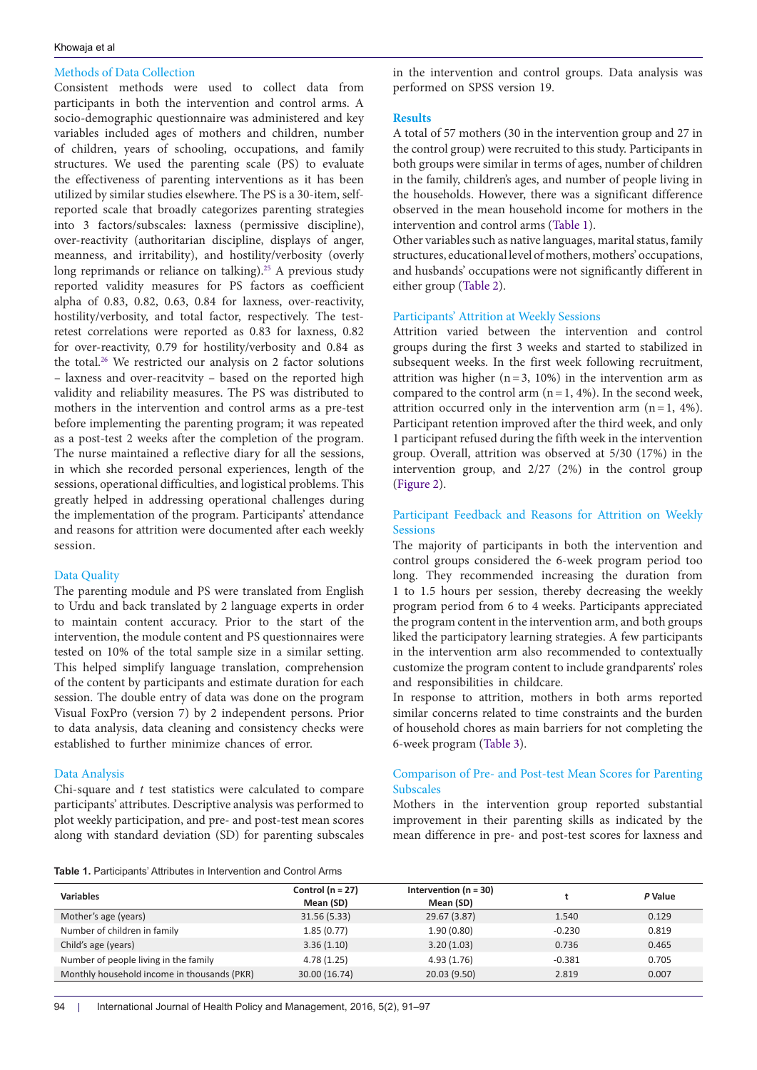### Methods of Data Collection

Consistent methods were used to collect data from participants in both the intervention and control arms. A socio-demographic questionnaire was administered and key variables included ages of mothers and children, number of children, years of schooling, occupations, and family structures. We used the parenting scale (PS) to evaluate the effectiveness of parenting interventions as it has been utilized by similar studies elsewhere. The PS is a 30-item, self-reported scale that broadly categorizes parenting strategies into 3 factors/subscales: laxness (permissive discipline), over-reactivity (authoritarian discipline, displays of anger, meanness, and irritability), and hostility/verbosity (overly long reprimands or reliance on talking).[25] A previous study reported validity measures for PS factors as coefficient alpha of 0.83, 0.82, 0.63, 0.84 for laxness, over-reactivity, hostility/verbosity, and total factor, respectively. The test-retest correlations were reported as 0.83 for laxness, 0.82 for over-reactivity, 0.79 for hostility/verbosity and 0.84 as the total.[26] We restricted our analysis on 2 factor solutions – laxness and over-reacitvity – based on the reported high validity and reliability measures. The PS was distributed to mothers in the intervention and control arms as a pre-test before implementing the parenting program; it was repeated as a post-test 2 weeks after the completion of the program. The nurse maintained a reflective diary for all the sessions, in which she recorded personal experiences, length of the sessions, operational difficulties, and logistical problems. This greatly helped in addressing operational challenges during the implementation of the program. Participants' attendance and reasons for attrition were documented after each weekly session.

### Data Quality

The parenting module and PS were translated from English to Urdu and back translated by 2 language experts in order to maintain content accuracy. Prior to the start of the intervention, the module content and PS questionnaires were tested on 10% of the total sample size in a similar setting. This helped simplify language translation, comprehension of the content by participants and estimate duration for each session. The double entry of data was done on the program Visual FoxPro (version 7) by 2 independent persons. Prior to data analysis, data cleaning and consistency checks were established to further minimize chances of error.

### Data Analysis

Chi-square and *t* test statistics were calculated to compare participants' attributes. Descriptive analysis was performed to plot weekly participation, and pre- and post-test mean scores along with standard deviation (SD) for parenting subscales in the intervention and control groups. Data analysis was performed on SPSS version 19.

## Results

A total of 57 mothers (30 in the intervention group and 27 in the control group) were recruited to this study. Participants in both groups were similar in terms of ages, number of children in the family, children's ages, and number of people living in the households. However, there was a significant difference observed in the mean household income for mothers in the intervention and control arms (Table 1).

Other variables such as native languages, marital status, family structures, educational level of mothers, mothers' occupations, and husbands' occupations were not significantly different in either group (Table 2).

### Participants' Attrition at Weekly Sessions

Attrition varied between the intervention and control groups during the first 3 weeks and started to stabilized in subsequent weeks. In the first week following recruitment, attrition was higher (n = 3, 10%) in the intervention arm as compared to the control arm (n = 1, 4%). In the second week, attrition occurred only in the intervention arm (n = 1, 4%). Participant retention improved after the third week, and only 1 participant refused during the fifth week in the intervention group. Overall, attrition was observed at 5/30 (17%) in the intervention group, and 2/27 (2%) in the control group (Figure 2).

### Participant Feedback and Reasons for Attrition on Weekly Sessions

The majority of participants in both the intervention and control groups considered the 6-week program period too long. They recommended increasing the duration from 1 to 1.5 hours per session, thereby decreasing the weekly program period from 6 to 4 weeks. Participants appreciated the program content in the intervention arm, and both groups liked the participatory learning strategies. A few participants in the intervention arm also recommended to contextually customize the program content to include grandparents' roles and responsibilities in childcare.

In response to attrition, mothers in both arms reported similar concerns related to time constraints and the burden of household chores as main barriers for not completing the 6-week program (Table 3).

### Comparison of Pre- and Post-test Mean Scores for Parenting Subscales

Mothers in the intervention group reported substantial improvement in their parenting skills as indicated by the mean difference in pre- and post-test scores for laxness and

**Table 1.** Participants' Attributes in Intervention and Control Arms

| Variables | Control (n = 27) Mean (SD) | Intervention (n = 30) Mean (SD) | t | *P* Value |
|---|---|---|---|---|
| Mother's age (years) | 31.56 (5.33) | 29.67 (3.87) | 1.540 | 0.129 |
| Number of children in family | 1.85 (0.77) | 1.90 (0.80) | -0.230 | 0.819 |
| Child's age (years) | 3.36 (1.10) | 3.20 (1.03) | 0.736 | 0.465 |
| Number of people living in the family | 4.78 (1.25) | 4.93 (1.76) | -0.381 | 0.705 |
| Monthly household income in thousands (PKR) | 30.00 (16.74) | 20.03 (9.50) | 2.819 | 0.007 |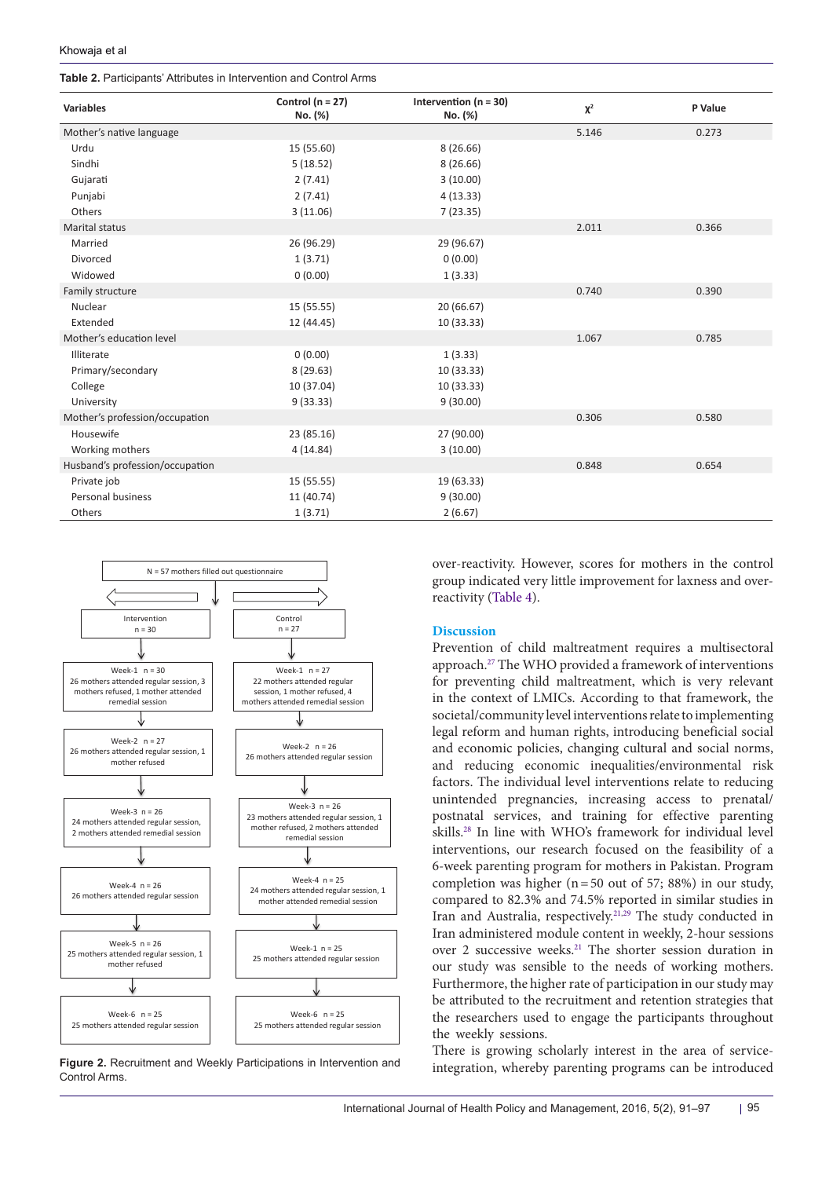**Table 2.** Participants' Attributes in Intervention and Control Arms

| Variables | Control (n = 27) No. (%) | Intervention (n = 30) No. (%) | $\chi^2$ | P Value |
|---|---|---|---|---|
| Mother's native language | | | 5.146 | 0.273 |
| Urdu | 15 (55.60) | 8 (26.66) | | |
| Sindhi | 5 (18.52) | 8 (26.66) | | |
| Gujarati | 2 (7.41) | 3 (10.00) | | |
| Punjabi | 2 (7.41) | 4 (13.33) | | |
| Others | 3 (11.06) | 7 (23.35) | | |
| Marital status | | | 2.011 | 0.366 |
| Married | 26 (96.29) | 29 (96.67) | | |
| Divorced | 1 (3.71) | 0 (0.00) | | |
| Widowed | 0 (0.00) | 1 (3.33) | | |
| Family structure | | | 0.740 | 0.390 |
| Nuclear | 15 (55.55) | 20 (66.67) | | |
| Extended | 12 (44.45) | 10 (33.33) | | |
| Mother's education level | | | 1.067 | 0.785 |
| Illiterate | 0 (0.00) | 1 (3.33) | | |
| Primary/secondary | 8 (29.63) | 10 (33.33) | | |
| College | 10 (37.04) | 10 (33.33) | | |
| University | 9 (33.33) | 9 (30.00) | | |
| Mother's profession/occupation | | | 0.306 | 0.580 |
| Housewife | 23 (85.16) | 27 (90.00) | | |
| Working mothers | 4 (14.84) | 3 (10.00) | | |
| Husband's profession/occupation | | | 0.848 | 0.654 |
| Private job | 15 (55.55) | 19 (63.33) | | |
| Personal business | 11 (40.74) | 9 (30.00) | | |
| Others | 1 (3.71) | 2 (6.67) | | |

N = 57 mothers filled out questionnaire

| Intervention n = 30 | Control n = 27 |
|---|---|
| Week-1 n = 30: 26 mothers attended regular session, 3 mothers refused, 1 mother attended remedial session | Week-1 n = 27: 22 mothers attended regular session, 1 mother refused, 4 mothers attended remedial session |
| Week-2 n = 27: 26 mothers attended regular session, 1 mother refused | Week-2 n = 26: 26 mothers attended regular session |
| Week-3 n = 26: 24 mothers attended regular session, 2 mothers attended remedial session | Week-3 n = 26: 23 mothers attended regular session, 1 mother refused, 2 mothers attended remedial session |
| Week-4 n = 26: 26 mothers attended regular session | Week-4 n = 25: 24 mothers attended regular session, 1 mother attended remedial session |
| Week-5 n = 26: 25 mothers attended regular session, 1 mother refused | Week-1 n = 25: 25 mothers attended regular session |
| Week-6 n = 25: 25 mothers attended regular session | Week-6 n = 25: 25 mothers attended regular session |

**Figure 2.** Recruitment and Weekly Participations in Intervention and Control Arms.

over-reactivity. However, scores for mothers in the control group indicated very little improvement for laxness and over-reactivity (Table 4).

## Discussion

Prevention of child maltreatment requires a multisectoral approach.[27] The WHO provided a framework of interventions for preventing child maltreatment, which is very relevant in the context of LMICs. According to that framework, the societal/community level interventions relate to implementing legal reform and human rights, introducing beneficial social and economic policies, changing cultural and social norms, and reducing economic inequalities/environmental risk factors. The individual level interventions relate to reducing unintended pregnancies, increasing access to prenatal/postnatal services, and training for effective parenting skills.[28] In line with WHO's framework for individual level interventions, our research focused on the feasibility of a 6-week parenting program for mothers in Pakistan. Program completion was higher (n = 50 out of 57; 88%) in our study, compared to 82.3% and 74.5% reported in similar studies in Iran and Australia, respectively.[21,29] The study conducted in Iran administered module content in weekly, 2-hour sessions over 2 successive weeks.[21] The shorter session duration in our study was sensible to the needs of working mothers. Furthermore, the higher rate of participation in our study may be attributed to the recruitment and retention strategies that the researchers used to engage the participants throughout the weekly sessions.

There is growing scholarly interest in the area of service-integration, whereby parenting programs can be introduced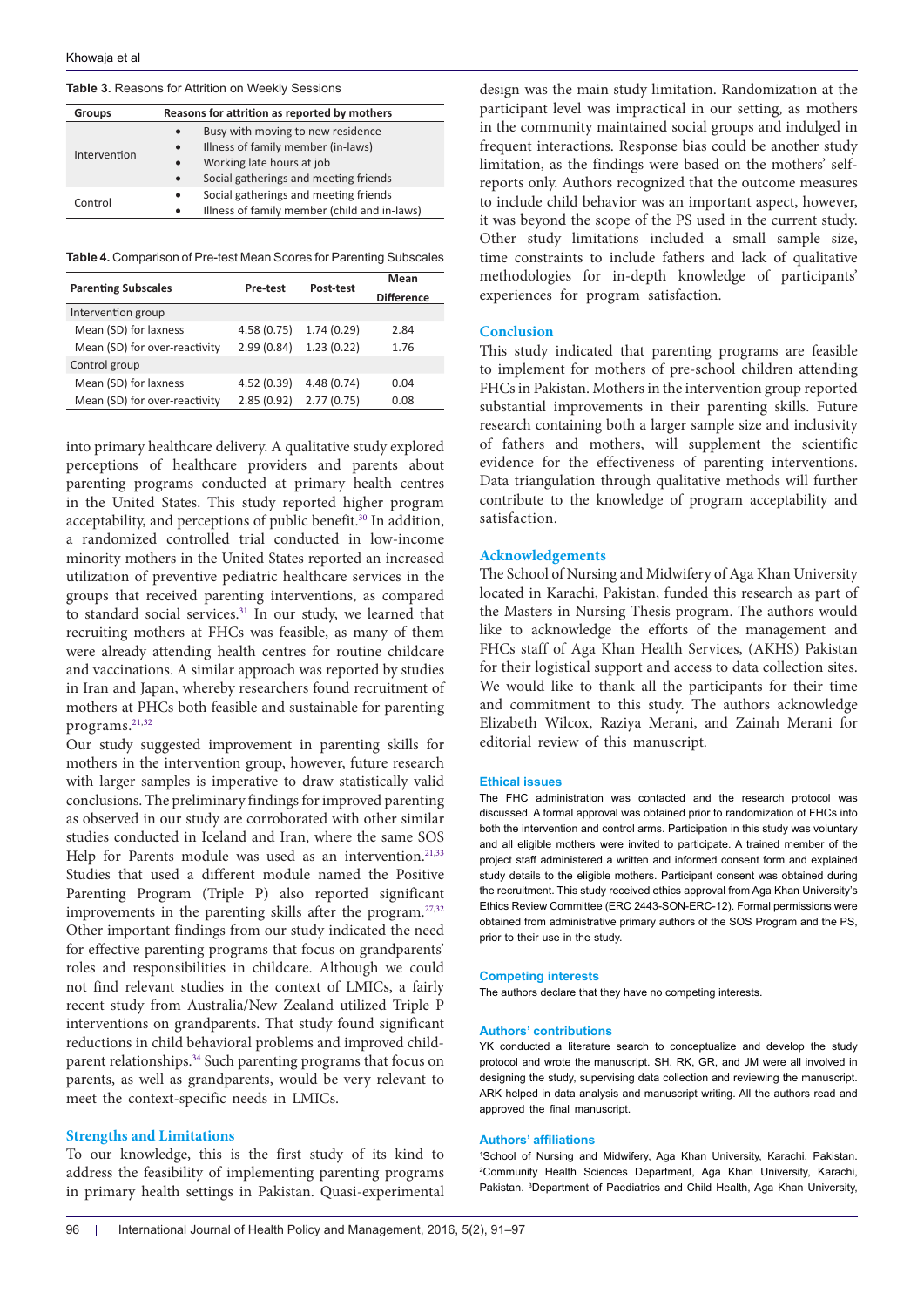Table 3. Reasons for Attrition on Weekly Sessions

| Groups | Reasons for attrition as reported by mothers |
|---|---|
| Intervention | • Busy with moving to new residence<br>• Illness of family member (in-laws)<br>• Working late hours at job<br>• Social gatherings and meeting friends |
| Control | • Social gatherings and meeting friends<br>• Illness of family member (child and in-laws) |

Table 4. Comparison of Pre-test Mean Scores for Parenting Subscales

| Parenting Subscales | Pre-test | Post-test | Mean Difference |
|---|---|---|---|
| Intervention group | | | |
| Mean (SD) for laxness | 4.58 (0.75) | 1.74 (0.29) | 2.84 |
| Mean (SD) for over-reactivity | 2.99 (0.84) | 1.23 (0.22) | 1.76 |
| Control group | | | |
| Mean (SD) for laxness | 4.52 (0.39) | 4.48 (0.74) | 0.04 |
| Mean (SD) for over-reactivity | 2.85 (0.92) | 2.77 (0.75) | 0.08 |

into primary healthcare delivery. A qualitative study explored perceptions of healthcare providers and parents about parenting programs conducted at primary health centres in the United States. This study reported higher program acceptability, and perceptions of public benefit.[30] In addition, a randomized controlled trial conducted in low-income minority mothers in the United States reported an increased utilization of preventive pediatric healthcare services in the groups that received parenting interventions, as compared to standard social services.[31] In our study, we learned that recruiting mothers at FHCs was feasible, as many of them were already attending health centres for routine childcare and vaccinations. A similar approach was reported by studies in Iran and Japan, whereby researchers found recruitment of mothers at PHCs both feasible and sustainable for parenting programs.[21,32]

Our study suggested improvement in parenting skills for mothers in the intervention group, however, future research with larger samples is imperative to draw statistically valid conclusions. The preliminary findings for improved parenting as observed in our study are corroborated with other similar studies conducted in Iceland and Iran, where the same SOS Help for Parents module was used as an intervention.[21,33] Studies that used a different module named the Positive Parenting Program (Triple P) also reported significant improvements in the parenting skills after the program.[27,32] Other important findings from our study indicated the need for effective parenting programs that focus on grandparents' roles and responsibilities in childcare. Although we could not find relevant studies in the context of LMICs, a fairly recent study from Australia/New Zealand utilized Triple P interventions on grandparents. That study found significant reductions in child behavioral problems and improved child-parent relationships.[34] Such parenting programs that focus on parents, as well as grandparents, would be very relevant to meet the context-specific needs in LMICs.

## Strengths and Limitations

To our knowledge, this is the first study of its kind to address the feasibility of implementing parenting programs in primary health settings in Pakistan. Quasi-experimental design was the main study limitation. Randomization at the participant level was impractical in our setting, as mothers in the community maintained social groups and indulged in frequent interactions. Response bias could be another study limitation, as the findings were based on the mothers' self-reports only. Authors recognized that the outcome measures to include child behavior was an important aspect, however, it was beyond the scope of the PS used in the current study. Other study limitations included a small sample size, time constraints to include fathers and lack of qualitative methodologies for in-depth knowledge of participants' experiences for program satisfaction.

## Conclusion

This study indicated that parenting programs are feasible to implement for mothers of pre-school children attending FHCs in Pakistan. Mothers in the intervention group reported substantial improvements in their parenting skills. Future research containing both a larger sample size and inclusivity of fathers and mothers, will supplement the scientific evidence for the effectiveness of parenting interventions. Data triangulation through qualitative methods will further contribute to the knowledge of program acceptability and satisfaction.

## Acknowledgements

The School of Nursing and Midwifery of Aga Khan University located in Karachi, Pakistan, funded this research as part of the Masters in Nursing Thesis program. The authors would like to acknowledge the efforts of the management and FHCs staff of Aga Khan Health Services, (AKHS) Pakistan for their logistical support and access to data collection sites. We would like to thank all the participants for their time and commitment to this study. The authors acknowledge Elizabeth Wilcox, Raziya Merani, and Zainah Merani for editorial review of this manuscript.

## Ethical issues

The FHC administration was contacted and the research protocol was discussed. A formal approval was obtained prior to randomization of FHCs into both the intervention and control arms. Participation in this study was voluntary and all eligible mothers were invited to participate. A trained member of the project staff administered a written and informed consent form and explained study details to the eligible mothers. Participant consent was obtained during the recruitment. This study received ethics approval from Aga Khan University's Ethics Review Committee (ERC 2443-SON-ERC-12). Formal permissions were obtained from administrative primary authors of the SOS Program and the PS, prior to their use in the study.

## Competing interests

The authors declare that they have no competing interests.

## Authors' contributions

YK conducted a literature search to conceptualize and develop the study protocol and wrote the manuscript. SH, RK, GR, and JM were all involved in designing the study, supervising data collection and reviewing the manuscript. ARK helped in data analysis and manuscript writing. All the authors read and approved the final manuscript.

## Authors' affiliations

[1]School of Nursing and Midwifery, Aga Khan University, Karachi, Pakistan. [2]Community Health Sciences Department, Aga Khan University, Karachi, Pakistan. [3]Department of Paediatrics and Child Health, Aga Khan University,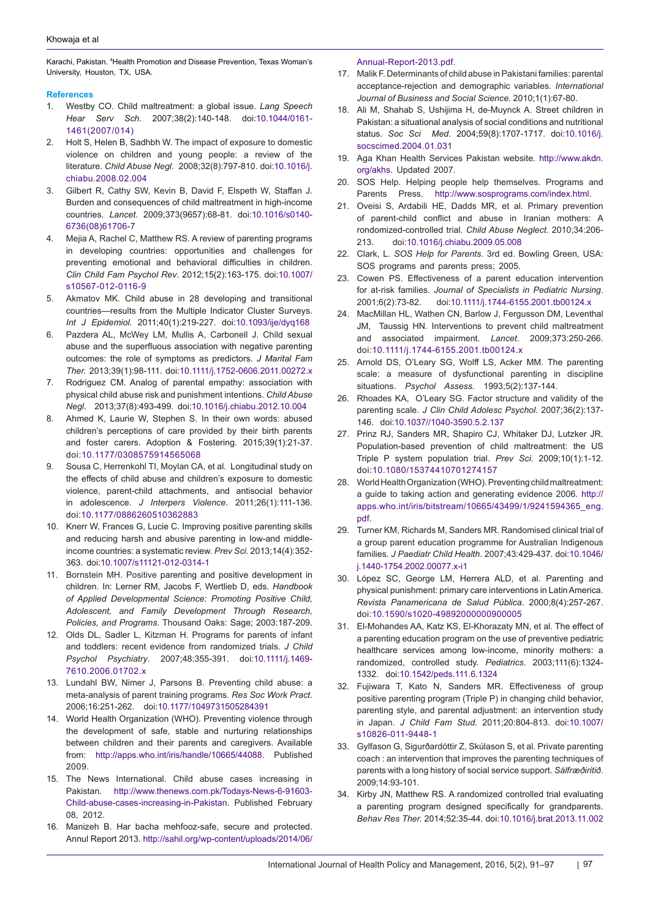Karachi, Pakistan. [4]Health Promotion and Disease Prevention, Texas Woman's University, Houston, TX, USA.

### References

1. Westby CO. Child maltreatment: a global issue. *Lang Speech Hear Serv Sch.* 2007;38(2):140-148. doi:10.1044/0161-1461(2007/014)
2. Holt S, Helen B, Sadhbh W. The impact of exposure to domestic violence on children and young people: a review of the literature. *Child Abuse Negl*. 2008;32(8):797-810. doi:10.1016/j.chiabu.2008.02.004
3. Gilbert R, Cathy SW, Kevin B, David F, Elspeth W, Staffan J. Burden and consequences of child maltreatment in high-income countries. *Lancet*. 2009;373(9657):68-81. doi:10.1016/s0140-6736(08)61706-7
4. Mejia A, Rachel C, Matthew RS. A review of parenting programs in developing countries: opportunities and challenges for preventing emotional and behavioral difficulties in children. *Clin Child Fam Psychol Rev*. 2012;15(2):163-175. doi:10.1007/s10567-012-0116-9
5. Akmatov MK. Child abuse in 28 developing and transitional countries—results from the Multiple Indicator Cluster Surveys. *Int J Epidemiol.* 2011;40(1):219-227. doi:10.1093/ije/dyq168
6. Pazdera AL, McWey LM, Mullis A, Carbonell J. Child sexual abuse and the superfluous association with negative parenting outcomes: the role of symptoms as predictors. *J Marital Fam Ther.* 2013;39(1):98-111. doi:10.1111/j.1752-0606.2011.00272.x
7. Rodriguez CM. Analog of parental empathy: association with physical child abuse risk and punishment intentions. *Child Abuse Negl*. 2013;37(8):493-499. doi:10.1016/j.chiabu.2012.10.004
8. Ahmed K, Laurie W, Stephen S. In their own words: abused children's perceptions of care provided by their birth parents and foster carers. Adoption & Fostering. 2015;39(1):21-37. doi:10.1177/0308575914565068
9. Sousa C, Herrenkohl TI, Moylan CA, et al. Longitudinal study on the effects of child abuse and children's exposure to domestic violence, parent-child attachments, and antisocial behavior in adolescence. *J Interpers Violence*. 2011;26(1):111-136. doi:10.1177/0886260510362883
10. Knerr W, Frances G, Lucie C. Improving positive parenting skills and reducing harsh and abusive parenting in low-and middle-income countries: a systematic review. *Prev Sci*. 2013;14(4):352-363. doi:10.1007/s11121-012-0314-1
11. Bornstein MH. Positive parenting and positive development in children. In: Lerner RM, Jacobs F, Wertlieb D, eds. *Handbook of Applied Developmental Science: Promoting Positive Child, Adolescent, and Family Development Through Research, Policies, and Programs*. Thousand Oaks: Sage; 2003:187-209.
12. Olds DL, Sadler L, Kitzman H. Programs for parents of infant and toddlers: recent evidence from randomized trials. *J Child Psychol Psychiatry*. 2007;48:355-391. doi:10.1111/j.1469-7610.2006.01702.x
13. Lundahl BW, Nimer J, Parsons B. Preventing child abuse: a meta-analysis of parent training programs. *Res Soc Work Pract*. 2006;16:251-262. doi:10.1177/1049731505284391
14. World Health Organization (WHO). Preventing violence through the development of safe, stable and nurturing relationships between children and their parents and caregivers. Available from: http://apps.who.int/iris/handle/10665/44088. Published 2009.
15. The News International. Child abuse cases increasing in Pakistan. http://www.thenews.com.pk/Todays-News-6-91603-Child-abuse-cases-increasing-in-Pakistan. Published February 08, 2012.
16. Manizeh B. Har bacha mehfooz-safe, secure and protected. Annul Report 2013. http://sahil.org/wp-content/uploads/2014/06/Annual-Report-2013.pdf.
17. Malik F. Determinants of child abuse in Pakistani families: parental acceptance-rejection and demographic variables. *International Journal of Business and Social Science*. 2010;1(1):67-80.
18. Ali M, Shahab S, Ushijima H, de-Muynck A. Street children in Pakistan: a situational analysis of social conditions and nutritional status. *Soc Sci Med*. 2004;59(8):1707-1717. doi:10.1016/j.socscimed.2004.01.031
19. Aga Khan Health Services Pakistan website. http://www.akdn.org/akhs. Updated 2007.
20. SOS Help. Helping people help themselves. Programs and Parents Press. http://www.sosprograms.com/index.html.
21. Oveisi S, Ardabili HE, Dadds MR, et al. Primary prevention of parent-child conflict and abuse in Iranian mothers: A rondomized-controlled trial. *Child Abuse Neglect*. 2010;34:206-213. doi:10.1016/j.chiabu.2009.05.008
22. Clark, L. *SOS Help for Parents*. 3rd ed. Bowling Green, USA: SOS programs and parents press; 2005.
23. Cowen PS. Effectiveness of a parent education intervention for at-risk families. *Journal of Specialists in Pediatric Nursing*. 2001;6(2):73-82. doi:10.1111/j.1744-6155.2001.tb00124.x
24. MacMillan HL, Wathen CN, Barlow J, Fergusson DM, Leventhal JM, Taussig HN. Interventions to prevent child maltreatment and associated impairment. *Lancet*. 2009;373:250-266. doi:10.1111/j.1744-6155.2001.tb00124.x
25. Arnold DS, O'Leary SG, Wolff LS, Acker MM. The parenting scale: a measure of dysfunctional parenting in discipline situations. *Psychol Assess.* 1993;5(2):137-144.
26. Rhoades KA, O'Leary SG. Factor structure and validity of the parenting scale. *J Clin Child Adolesc Psychol*. 2007;36(2):137-146. doi:10.1037//1040-3590.5.2.137
27. Prinz RJ, Sanders MR, Shapiro CJ, Whitaker DJ, Lutzker JR. Population-based prevention of child maltreatment: the US Triple P system population trial. *Prev Sci*. 2009;10(1):1-12. doi:10.1080/15374410701274157
28. World Health Organization (WHO). Preventing child maltreatment: a guide to taking action and generating evidence 2006. http://apps.who.int/iris/bitstream/10665/43499/1/9241594365_eng.pdf.
29. Turner KM, Richards M, Sanders MR. Randomised clinical trial of a group parent education programme for Australian Indigenous families. *J Paediatr Child Health*. 2007;43:429-437. doi:10.1046/j.1440-1754.2002.00077.x-i1
30. López SC, George LM, Herrera ALD, et al. Parenting and physical punishment: primary care interventions in Latin America. *Revista Panamericana de Salud Pública*. 2000;8(4):257-267. doi:10.1590/s1020-49892000000900005
31. El-Mohandes AA, Katz KS, El-Khorazaty MN, et al. The effect of a parenting education program on the use of preventive pediatric healthcare services among low-income, minority mothers: a randomized, controlled study. *Pediatrics*. 2003;111(6):1324-1332. doi:10.1542/peds.111.6.1324
32. Fujiwara T, Kato N, Sanders MR. Effectiveness of group positive parenting program (Triple P) in changing child behavior, parenting style, and parental adjustment: an intervention study in Japan. *J Child Fam Stud*. 2011;20:804-813. doi:10.1007/s10826-011-9448-1
33. Gylfason G, Sigurðardóttir Z, Skúlason S, et al. Private parenting coach : an intervention that improves the parenting techniques of parents with a long history of social service support. *Sálfræðiritið*. 2009;14:93-101.
34. Kirby JN, Matthew RS. A randomized controlled trial evaluating a parenting program designed specifically for grandparents. *Behav Res Ther*. 2014;52:35-44. doi:10.1016/j.brat.2013.11.002